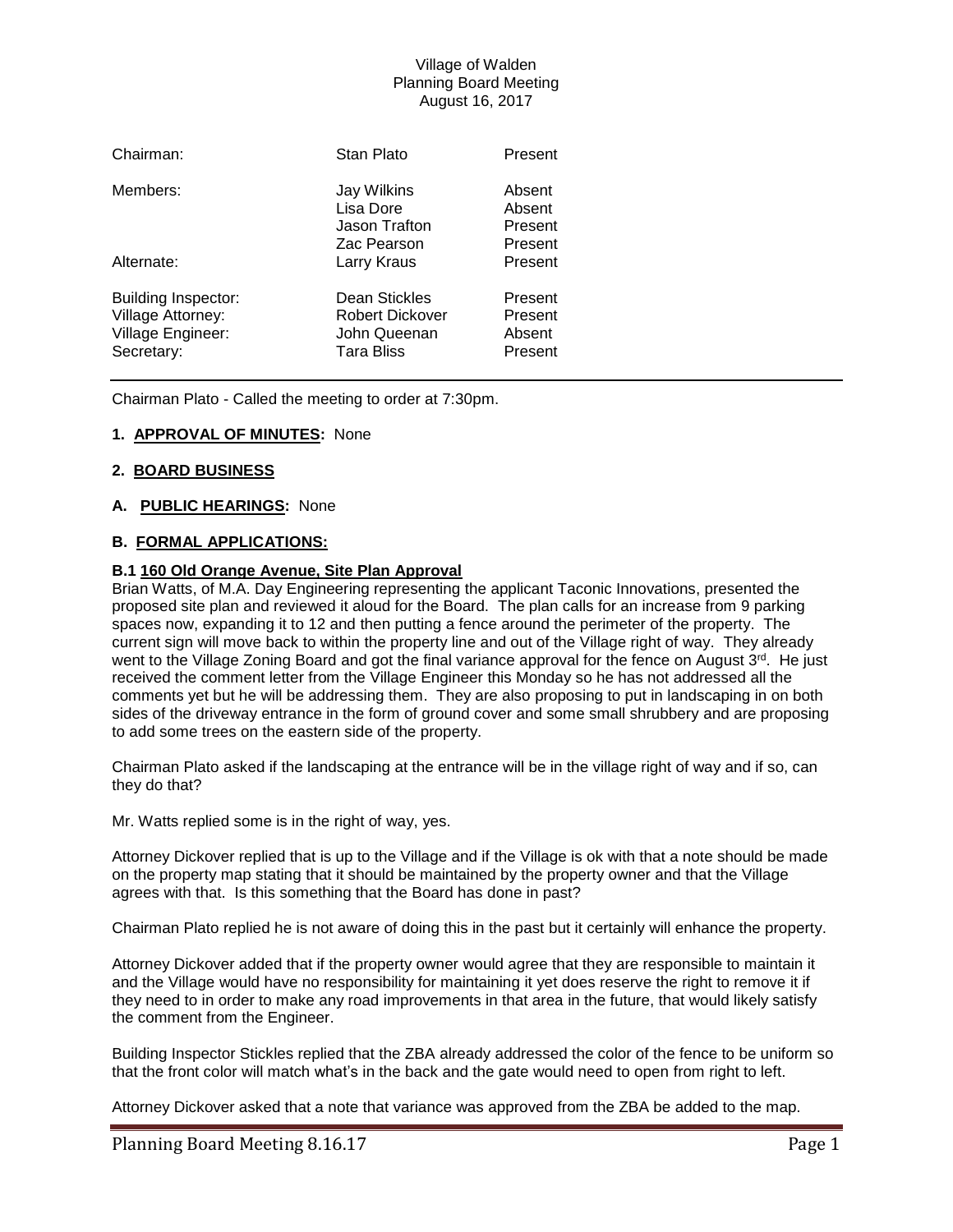Village of Walden
Planning Board Meeting
August 16, 2017

| | | |
|---|---|---|
| Chairman: | Stan Plato | Present |
| Members: | Jay Wilkins | Absent |
| | Lisa Dore | Absent |
| | Jason Trafton | Present |
| | Zac Pearson | Present |
| Alternate: | Larry Kraus | Present |
| Building Inspector: | Dean Stickles | Present |
| Village Attorney: | Robert Dickover | Present |
| Village Engineer: | John Queenan | Absent |
| Secretary: | Tara Bliss | Present |

Chairman Plato - Called the meeting to order at 7:30pm.

**1. APPROVAL OF MINUTES:** None

**2. BOARD BUSINESS**

**A. PUBLIC HEARINGS:** None

**B. FORMAL APPLICATIONS:**

**B.1 160 Old Orange Avenue, Site Plan Approval**

Brian Watts, of M.A. Day Engineering representing the applicant Taconic Innovations, presented the proposed site plan and reviewed it aloud for the Board. The plan calls for an increase from 9 parking spaces now, expanding it to 12 and then putting a fence around the perimeter of the property. The current sign will move back to within the property line and out of the Village right of way. They already went to the Village Zoning Board and got the final variance approval for the fence on August 3rd. He just received the comment letter from the Village Engineer this Monday so he has not addressed all the comments yet but he will be addressing them. They are also proposing to put in landscaping in on both sides of the driveway entrance in the form of ground cover and some small shrubbery and are proposing to add some trees on the eastern side of the property.

Chairman Plato asked if the landscaping at the entrance will be in the village right of way and if so, can they do that?

Mr. Watts replied some is in the right of way, yes.

Attorney Dickover replied that is up to the Village and if the Village is ok with that a note should be made on the property map stating that it should be maintained by the property owner and that the Village agrees with that. Is this something that the Board has done in past?

Chairman Plato replied he is not aware of doing this in the past but it certainly will enhance the property.

Attorney Dickover added that if the property owner would agree that they are responsible to maintain it and the Village would have no responsibility for maintaining it yet does reserve the right to remove it if they need to in order to make any road improvements in that area in the future, that would likely satisfy the comment from the Engineer.

Building Inspector Stickles replied that the ZBA already addressed the color of the fence to be uniform so that the front color will match what's in the back and the gate would need to open from right to left.

Attorney Dickover asked that a note that variance was approved from the ZBA be added to the map.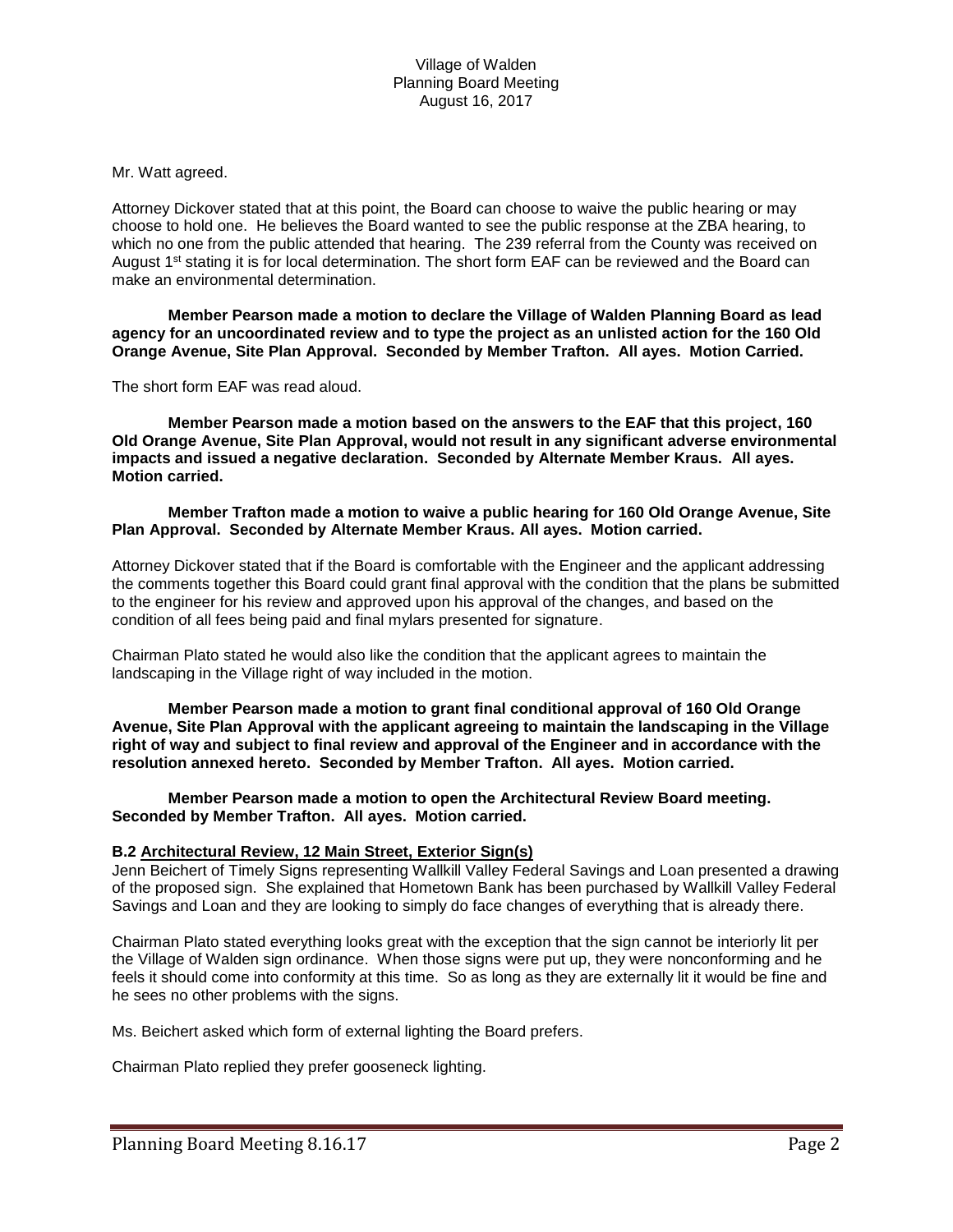Mr. Watt agreed.

Attorney Dickover stated that at this point, the Board can choose to waive the public hearing or may choose to hold one. He believes the Board wanted to see the public response at the ZBA hearing, to which no one from the public attended that hearing. The 239 referral from the County was received on August 1st stating it is for local determination. The short form EAF can be reviewed and the Board can make an environmental determination.

**Member Pearson made a motion to declare the Village of Walden Planning Board as lead agency for an uncoordinated review and to type the project as an unlisted action for the 160 Old Orange Avenue, Site Plan Approval. Seconded by Member Trafton. All ayes. Motion Carried.**

The short form EAF was read aloud.

**Member Pearson made a motion based on the answers to the EAF that this project, 160 Old Orange Avenue, Site Plan Approval, would not result in any significant adverse environmental impacts and issued a negative declaration. Seconded by Alternate Member Kraus. All ayes. Motion carried.**

**Member Trafton made a motion to waive a public hearing for 160 Old Orange Avenue, Site Plan Approval. Seconded by Alternate Member Kraus. All ayes. Motion carried.**

Attorney Dickover stated that if the Board is comfortable with the Engineer and the applicant addressing the comments together this Board could grant final approval with the condition that the plans be submitted to the engineer for his review and approved upon his approval of the changes, and based on the condition of all fees being paid and final mylars presented for signature.

Chairman Plato stated he would also like the condition that the applicant agrees to maintain the landscaping in the Village right of way included in the motion.

**Member Pearson made a motion to grant final conditional approval of 160 Old Orange Avenue, Site Plan Approval with the applicant agreeing to maintain the landscaping in the Village right of way and subject to final review and approval of the Engineer and in accordance with the resolution annexed hereto. Seconded by Member Trafton. All ayes. Motion carried.**

**Member Pearson made a motion to open the Architectural Review Board meeting. Seconded by Member Trafton. All ayes. Motion carried.**

**B.2 Architectural Review, 12 Main Street, Exterior Sign(s)**

Jenn Beichert of Timely Signs representing Wallkill Valley Federal Savings and Loan presented a drawing of the proposed sign. She explained that Hometown Bank has been purchased by Wallkill Valley Federal Savings and Loan and they are looking to simply do face changes of everything that is already there.

Chairman Plato stated everything looks great with the exception that the sign cannot be interiorly lit per the Village of Walden sign ordinance. When those signs were put up, they were nonconforming and he feels it should come into conformity at this time. So as long as they are externally lit it would be fine and he sees no other problems with the signs.

Ms. Beichert asked which form of external lighting the Board prefers.

Chairman Plato replied they prefer gooseneck lighting.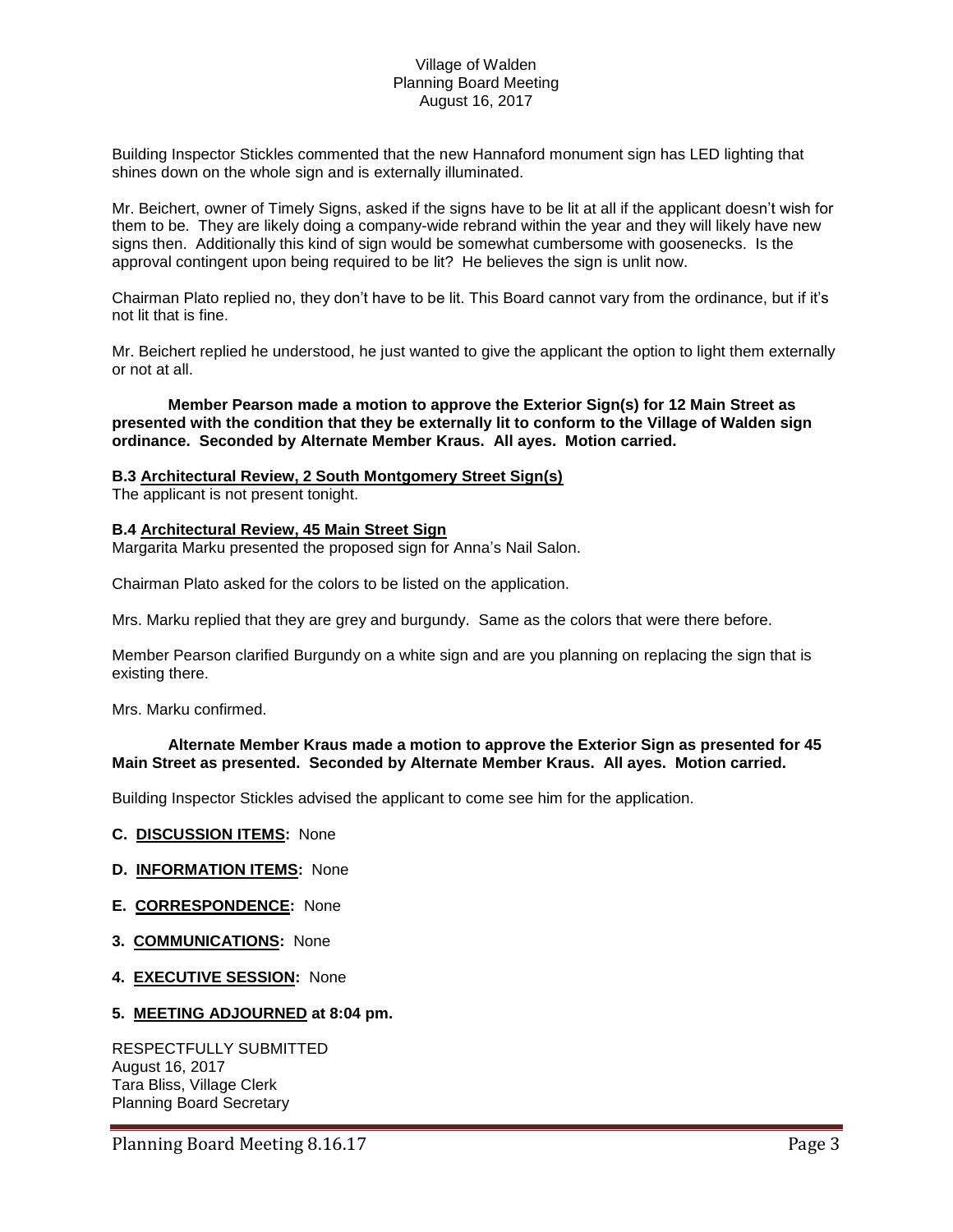Building Inspector Stickles commented that the new Hannaford monument sign has LED lighting that shines down on the whole sign and is externally illuminated.

Mr. Beichert, owner of Timely Signs, asked if the signs have to be lit at all if the applicant doesn't wish for them to be. They are likely doing a company-wide rebrand within the year and they will likely have new signs then. Additionally this kind of sign would be somewhat cumbersome with goosenecks. Is the approval contingent upon being required to be lit? He believes the sign is unlit now.

Chairman Plato replied no, they don't have to be lit. This Board cannot vary from the ordinance, but if it's not lit that is fine.

Mr. Beichert replied he understood, he just wanted to give the applicant the option to light them externally or not at all.

**Member Pearson made a motion to approve the Exterior Sign(s) for 12 Main Street as presented with the condition that they be externally lit to conform to the Village of Walden sign ordinance. Seconded by Alternate Member Kraus. All ayes. Motion carried.**

**B.3 Architectural Review, 2 South Montgomery Street Sign(s)**

The applicant is not present tonight.

**B.4 Architectural Review, 45 Main Street Sign**

Margarita Marku presented the proposed sign for Anna's Nail Salon.

Chairman Plato asked for the colors to be listed on the application.

Mrs. Marku replied that they are grey and burgundy. Same as the colors that were there before.

Member Pearson clarified Burgundy on a white sign and are you planning on replacing the sign that is existing there.

Mrs. Marku confirmed.

**Alternate Member Kraus made a motion to approve the Exterior Sign as presented for 45 Main Street as presented. Seconded by Alternate Member Kraus. All ayes. Motion carried.**

Building Inspector Stickles advised the applicant to come see him for the application.

**C. DISCUSSION ITEMS:** None

**D. INFORMATION ITEMS:** None

**E. CORRESPONDENCE:** None

**3. COMMUNICATIONS:** None

**4. EXECUTIVE SESSION:** None

**5. MEETING ADJOURNED at 8:04 pm.**

RESPECTFULLY SUBMITTED
August 16, 2017
Tara Bliss, Village Clerk
Planning Board Secretary